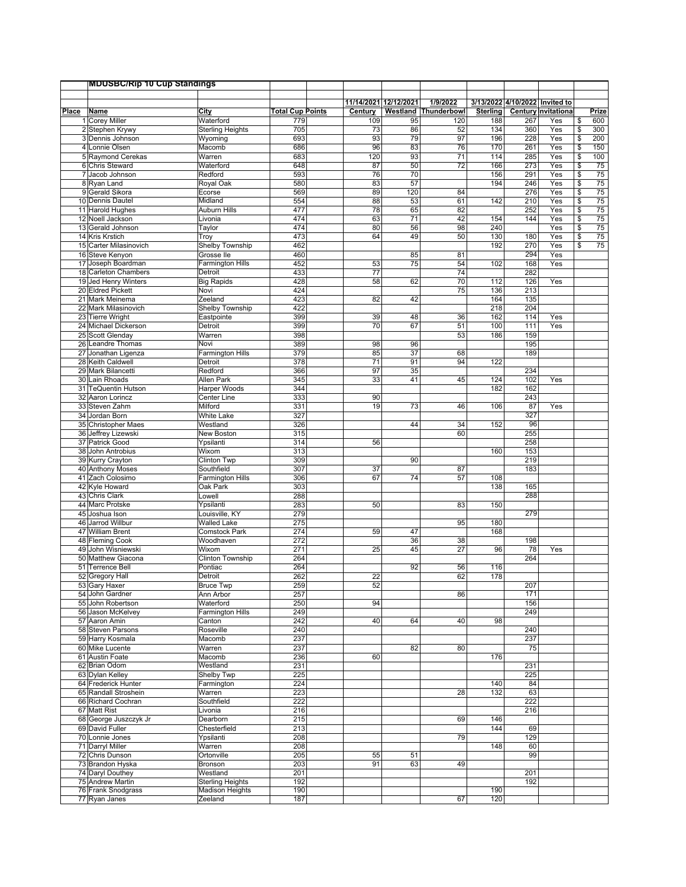## MDUSBC/Rip 10 Cup Standings

| | | | | 11/14/2021 | 12/12/2021 | 1/9/2022 | 3/13/2022 | 4/10/2022 | Invited to | |
|---|---|---|---|---|---|---|---|---|---|---|
| **Place** | **Name** | **City** | **Total Cup Points** | **Century** | **Westland** | **Thunderbowl** | **Sterling** | **Century** | **Invitational** | **Prize** |
| 1 | Corey Miller | Waterford | 779 | 109 | 95 | 120 | 188 | 267 | Yes | $ 600 |
| 2 | Stephen Krywy | Sterling Heights | 705 | 73 | 86 | 52 | 134 | 360 | Yes | $ 300 |
| 3 | Dennis Johnson | Wyoming | 693 | 93 | 79 | 97 | 196 | 228 | Yes | $ 200 |
| 4 | Lonnie Olsen | Macomb | 686 | 96 | 83 | 76 | 170 | 261 | Yes | $ 150 |
| 5 | Raymond Cerekas | Warren | 683 | 120 | 93 | 71 | 114 | 285 | Yes | $ 100 |
| 6 | Chris Steward | Waterford | 648 | 87 | 50 | 72 | 166 | 273 | Yes | $ 75 |
| 7 | Jacob Johnson | Redford | 593 | 76 | 70 | | 156 | 291 | Yes | $ 75 |
| 8 | Ryan Land | Royal Oak | 580 | 83 | 57 | | 194 | 246 | Yes | $ 75 |
| 9 | Gerald Sikora | Ecorse | 569 | 89 | 120 | 84 | | 276 | Yes | $ 75 |
| 10 | Dennis Dautel | Midland | 554 | 88 | 53 | 61 | 142 | 210 | Yes | $ 75 |
| 11 | Harold Hughes | Auburn Hills | 477 | 78 | 65 | 82 | | 252 | Yes | $ 75 |
| 12 | Noell Jackson | Livonia | 474 | 63 | 71 | 42 | 154 | 144 | Yes | $ 75 |
| 13 | Gerald Johnson | Taylor | 474 | 80 | 56 | 98 | 240 | | Yes | $ 75 |
| 14 | Kris Krstich | Troy | 473 | 64 | 49 | 50 | 130 | 180 | Yes | $ 75 |
| 15 | Carter Milasinovich | Shelby Township | 462 | | | | 192 | 270 | Yes | $ 75 |
| 16 | Steve Kenyon | Grosse Ile | 460 | | 85 | 81 | | 294 | Yes | |
| 17 | Joseph Boardman | Farmington Hills | 452 | 53 | 75 | 54 | 102 | 168 | Yes | |
| 18 | Carleton Chambers | Detroit | 433 | 77 | | 74 | | 282 | | |
| 19 | Jed Henry Winters | Big Rapids | 428 | 58 | 62 | 70 | 112 | 126 | Yes | |
| 20 | Eldred Pickett | Novi | 424 | | | 75 | 136 | 213 | | |
| 21 | Mark Meinema | Zeeland | 423 | 82 | 42 | | 164 | 135 | | |
| 22 | Mark Milasinovich | Shelby Township | 422 | | | | 218 | 204 | | |
| 23 | Tierre Wright | Eastpointe | 399 | 39 | 48 | 36 | 162 | 114 | Yes | |
| 24 | Michael Dickerson | Detroit | 399 | 70 | 67 | 51 | 100 | 111 | Yes | |
| 25 | Scott Glenday | Warren | 398 | | | 53 | 186 | 159 | | |
| 26 | Leandre Thomas | Novi | 389 | 98 | 96 | | | 195 | | |
| 27 | Jonathan Ligenza | Farmington Hills | 379 | 85 | 37 | 68 | | 189 | | |
| 28 | Keith Caldwell | Detroit | 378 | 71 | 91 | 94 | 122 | | | |
| 29 | Mark Bilancetti | Redford | 366 | 97 | 35 | | | 234 | | |
| 30 | Lain Rhoads | Allen Park | 345 | 33 | 41 | 45 | 124 | 102 | Yes | |
| 31 | TeQuentin Hutson | Harper Woods | 344 | | | | 182 | 162 | | |
| 32 | Aaron Lorincz | Center Line | 333 | 90 | | | | 243 | | |
| 33 | Steven Zahm | Milford | 331 | 19 | 73 | 46 | 106 | 87 | Yes | |
| 34 | Jordan Born | White Lake | 327 | | | | | 327 | | |
| 35 | Christopher Maes | Westland | 326 | | 44 | 34 | 152 | 96 | | |
| 36 | Jeffrey Lizewski | New Boston | 315 | | | 60 | | 255 | | |
| 37 | Patrick Good | Ypsilanti | 314 | 56 | | | | 258 | | |
| 38 | John Antrobius | Wixom | 313 | | | | 160 | 153 | | |
| 39 | Kurry Crayton | Clinton Twp | 309 | | 90 | | | 219 | | |
| 40 | Anthony Moses | Southfield | 307 | 37 | | 87 | | 183 | | |
| 41 | Zach Colosimo | Farmington Hills | 306 | 67 | 74 | 57 | 108 | | | |
| 42 | Kyle Howard | Oak Park | 303 | | | | 138 | 165 | | |
| 43 | Chris Clark | Lowell | 288 | | | | | 288 | | |
| 44 | Marc Protske | Ypsilanti | 283 | 50 | | 83 | 150 | | | |
| 45 | Joshua Ison | Louisville, KY | 279 | | | | | 279 | | |
| 46 | Jarrod Willbur | Walled Lake | 275 | | | 95 | 180 | | | |
| 47 | William Brent | Comstock Park | 274 | 59 | 47 | | 168 | | | |
| 48 | Fleming Cook | Woodhaven | 272 | | 36 | 38 | | 198 | | |
| 49 | John Wisniewski | Wixom | 271 | 25 | 45 | 27 | 96 | 78 | Yes | |
| 50 | Matthew Giacona | Clinton Township | 264 | | | | | 264 | | |
| 51 | Terrence Bell | Pontiac | 264 | | 92 | 56 | 116 | | | |
| 52 | Gregory Hall | Detroit | 262 | 22 | | 62 | 178 | | | |
| 53 | Gary Haxer | Bruce Twp | 259 | 52 | | | | 207 | | |
| 54 | John Gardner | Ann Arbor | 257 | | | 86 | | 171 | | |
| 55 | John Robertson | Waterford | 250 | 94 | | | | 156 | | |
| 56 | Jason McKelvey | Farmington Hills | 249 | | | | | 249 | | |
| 57 | Aaron Amin | Canton | 242 | 40 | 64 | 40 | 98 | | | |
| 58 | Steven Parsons | Roseville | 240 | | | | | 240 | | |
| 59 | Harry Kosmala | Macomb | 237 | | | | | 237 | | |
| 60 | Mike Lucente | Warren | 237 | | 82 | 80 | | 75 | | |
| 61 | Austin Foate | Macomb | 236 | 60 | | | 176 | | | |
| 62 | Brian Odom | Westland | 231 | | | | | 231 | | |
| 63 | Dylan Kelley | Shelby Twp | 225 | | | | | 225 | | |
| 64 | Frederick Hunter | Farmington | 224 | | | | 140 | 84 | | |
| 65 | Randall Stroshein | Warren | 223 | | | 28 | 132 | 63 | | |
| 66 | Richard Cochran | Southfield | 222 | | | | | 222 | | |
| 67 | Matt Rist | Livonia | 216 | | | | | 216 | | |
| 68 | George Juszczyk Jr | Dearborn | 215 | | | 69 | 146 | | | |
| 69 | David Fuller | Chesterfield | 213 | | | | 144 | 69 | | |
| 70 | Lonnie Jones | Ypsilanti | 208 | | | 79 | | 129 | | |
| 71 | Darryl Miller | Warren | 208 | | | | 148 | 60 | | |
| 72 | Chris Dunson | Ortonville | 205 | 55 | 51 | | | 99 | | |
| 73 | Brandon Hyska | Bronson | 203 | 91 | 63 | 49 | | | | |
| 74 | Daryl Douthey | Westland | 201 | | | | | 201 | | |
| 75 | Andrew Martin | Sterling Heights | 192 | | | | | 192 | | |
| 76 | Frank Snodgrass | Madison Heights | 190 | | | | 190 | | | |
| 77 | Ryan Janes | Zeeland | 187 | | | 67 | 120 | | | |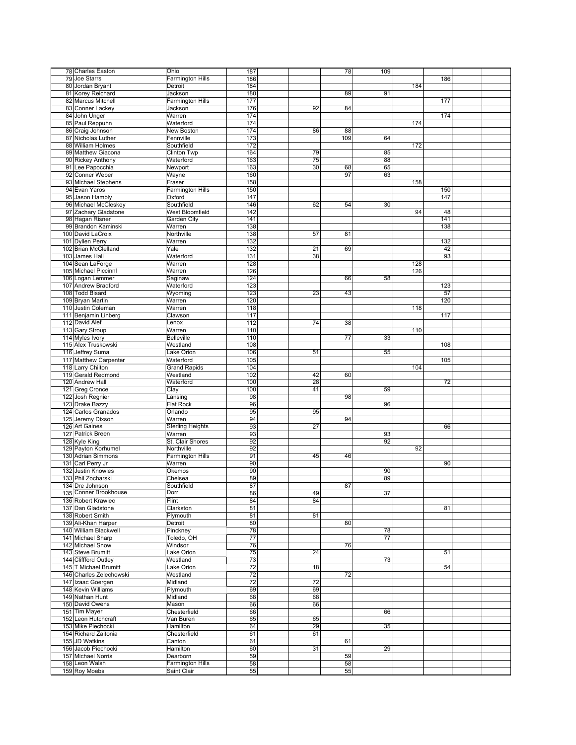| | | | | | | | | | | | |
|---|---|---|---|---|---|---|---|---|---|---|---|
| 78 | Charles Easton | Ohio | 187 | | | 78 | 109 | | | | |
| 79 | Joe Starrs | Farmington Hills | 186 | | | | | | 186 | | |
| 80 | Jordan Bryant | Detroit | 184 | | | | | 184 | | | |
| 81 | Korey Reichard | Jackson | 180 | | | 89 | 91 | | | | |
| 82 | Marcus Mitchell | Farmington Hills | 177 | | | | | | 177 | | |
| 83 | Conner Lackey | Jackson | 176 | | 92 | 84 | | | | | |
| 84 | John Unger | Warren | 174 | | | | | | 174 | | |
| 85 | Paul Reppuhn | Waterford | 174 | | | | | 174 | | | |
| 86 | Craig Johnson | New Boston | 174 | | 86 | 88 | | | | | |
| 87 | Nicholas Luther | Fennville | 173 | | | 109 | 64 | | | | |
| 88 | William Holmes | Southfield | 172 | | | | | 172 | | | |
| 89 | Matthew Giacona | Clinton Twp | 164 | | 79 | | 85 | | | | |
| 90 | Rickey Anthony | Waterford | 163 | | 75 | | 88 | | | | |
| 91 | Lee Papocchia | Newport | 163 | | 30 | 68 | 65 | | | | |
| 92 | Conner Weber | Wayne | 160 | | | 97 | 63 | | | | |
| 93 | Michael Stephens | Fraser | 158 | | | | | 158 | | | |
| 94 | Evan Yaros | Farmington Hills | 150 | | | | | | 150 | | |
| 95 | Jason Hambly | Oxford | 147 | | | | | | 147 | | |
| 96 | Michael McCleskey | Southfield | 146 | | 62 | 54 | 30 | | | | |
| 97 | Zachary Gladstone | West Bloomfield | 142 | | | | | 94 | 48 | | |
| 98 | Hagan Risner | Garden City | 141 | | | | | | 141 | | |
| 99 | Brandon Kaminski | Warren | 138 | | | | | | 138 | | |
| 100 | David LaCroix | Northville | 138 | | 57 | 81 | | | | | |
| 101 | Dyllen Perry | Warren | 132 | | | | | | 132 | | |
| 102 | Brian McClelland | Yale | 132 | | 21 | 69 | | | 42 | | |
| 103 | James Hall | Waterford | 131 | | 38 | | | | 93 | | |
| 104 | Sean LaForge | Warren | 128 | | | | | 128 | | | |
| 105 | Michael Piccinnl | Warren | 126 | | | | | 126 | | | |
| 106 | Logan Lemmer | Saginaw | 124 | | | 66 | 58 | | | | |
| 107 | Andrew Bradford | Waterford | 123 | | | | | | 123 | | |
| 108 | Todd Bisard | Wyoming | 123 | | 23 | 43 | | | 57 | | |
| 109 | Bryan Martin | Warren | 120 | | | | | | 120 | | |
| 110 | Justin Coleman | Warren | 118 | | | | | 118 | | | |
| 111 | Benjamin Linberg | Clawson | 117 | | | | | | 117 | | |
| 112 | David Alef | Lenox | 112 | | 74 | 38 | | | | | |
| 113 | Gary Stroup | Warren | 110 | | | | | 110 | | | |
| 114 | Myles Ivory | Belleville | 110 | | | 77 | 33 | | | | |
| 115 | Alex Truskowski | Westland | 108 | | | | | | 108 | | |
| 116 | Jeffrey Suma | Lake Orion | 106 | | 51 | | 55 | | | | |
| 117 | Matthew Carpenter | Waterford | 105 | | | | | | 105 | | |
| 118 | Larry Chilton | Grand Rapids | 104 | | | | | 104 | | | |
| 119 | Gerald Redmond | Westland | 102 | | 42 | 60 | | | | | |
| 120 | Andrew Hall | Waterford | 100 | | 28 | | | | 72 | | |
| 121 | Greg Cronce | Clay | 100 | | 41 | | 59 | | | | |
| 122 | Josh Regnier | Lansing | 98 | | | 98 | | | | | |
| 123 | Drake Bazzy | Flat Rock | 96 | | | | 96 | | | | |
| 124 | Carlos Granados | Orlando | 95 | | 95 | | | | | | |
| 125 | Jeremy Dixson | Warren | 94 | | | 94 | | | | | |
| 126 | Art Gaines | Sterling Heights | 93 | | 27 | | | | 66 | | |
| 127 | Patrick Breen | Warren | 93 | | | | 93 | | | | |
| 128 | Kyle King | St. Clair Shores | 92 | | | | 92 | | | | |
| 129 | Payton Korhumel | Northville | 92 | | | | | 92 | | | |
| 130 | Adrian Simmons | Farmington Hills | 91 | | 45 | 46 | | | | | |
| 131 | Carl Perry Jr | Warren | 90 | | | | | | 90 | | |
| 132 | Justin Knowles | Okemos | 90 | | | | 90 | | | | |
| 133 | Phil Zocharski | Chelsea | 89 | | | | 89 | | | | |
| 134 | Dre Johnson | Southfield | 87 | | | 87 | | | | | |
| 135 | Conner Brookhouse | Dorr | 86 | | 49 | | 37 | | | | |
| 136 | Robert Krawiec | Flint | 84 | | 84 | | | | | | |
| 137 | Dan Gladstone | Clarkston | 81 | | | | | | 81 | | |
| 138 | Robert Smith | Plymouth | 81 | | 81 | | | | | | |
| 139 | Ali-Khan Harper | Detroit | 80 | | | 80 | | | | | |
| 140 | William Blackwell | Pinckney | 78 | | | | 78 | | | | |
| 141 | Michael Sharp | Toledo, OH | 77 | | | | 77 | | | | |
| 142 | Michael Snow | Windsor | 76 | | | 76 | | | | | |
| 143 | Steve Brumitt | Lake Orion | 75 | | 24 | | | | 51 | | |
| 144 | Cliffford Outley | Westland | 73 | | | | 73 | | | | |
| 145 | T Michael Brumitt | Lake Orion | 72 | | 18 | | | | 54 | | |
| 146 | Charles Zelechowski | Westland | 72 | | | 72 | | | | | |
| 147 | Izaac Goergen | Midland | 72 | | 72 | | | | | | |
| 148 | Kevin Williams | Plymouth | 69 | | 69 | | | | | | |
| 149 | Nathan Hunt | Midland | 68 | | 68 | | | | | | |
| 150 | David Owens | Mason | 66 | | 66 | | | | | | |
| 151 | Tim Mayer | Chesterfield | 66 | | | | 66 | | | | |
| 152 | Leon Hutchcraft | Van Buren | 65 | | 65 | | | | | | |
| 153 | Mike Piechocki | Hamilton | 64 | | 29 | | 35 | | | | |
| 154 | Richard Zaitonia | Chesterfield | 61 | | 61 | | | | | | |
| 155 | JD Watkins | Canton | 61 | | | 61 | | | | | |
| 156 | Jacob Piechocki | Hamilton | 60 | | 31 | | 29 | | | | |
| 157 | Michael Norris | Dearborn | 59 | | | 59 | | | | | |
| 158 | Leon Walsh | Farmington Hills | 58 | | | 58 | | | | | |
| 159 | Roy Moebs | Saint Clair | 55 | | | 55 | | | | | |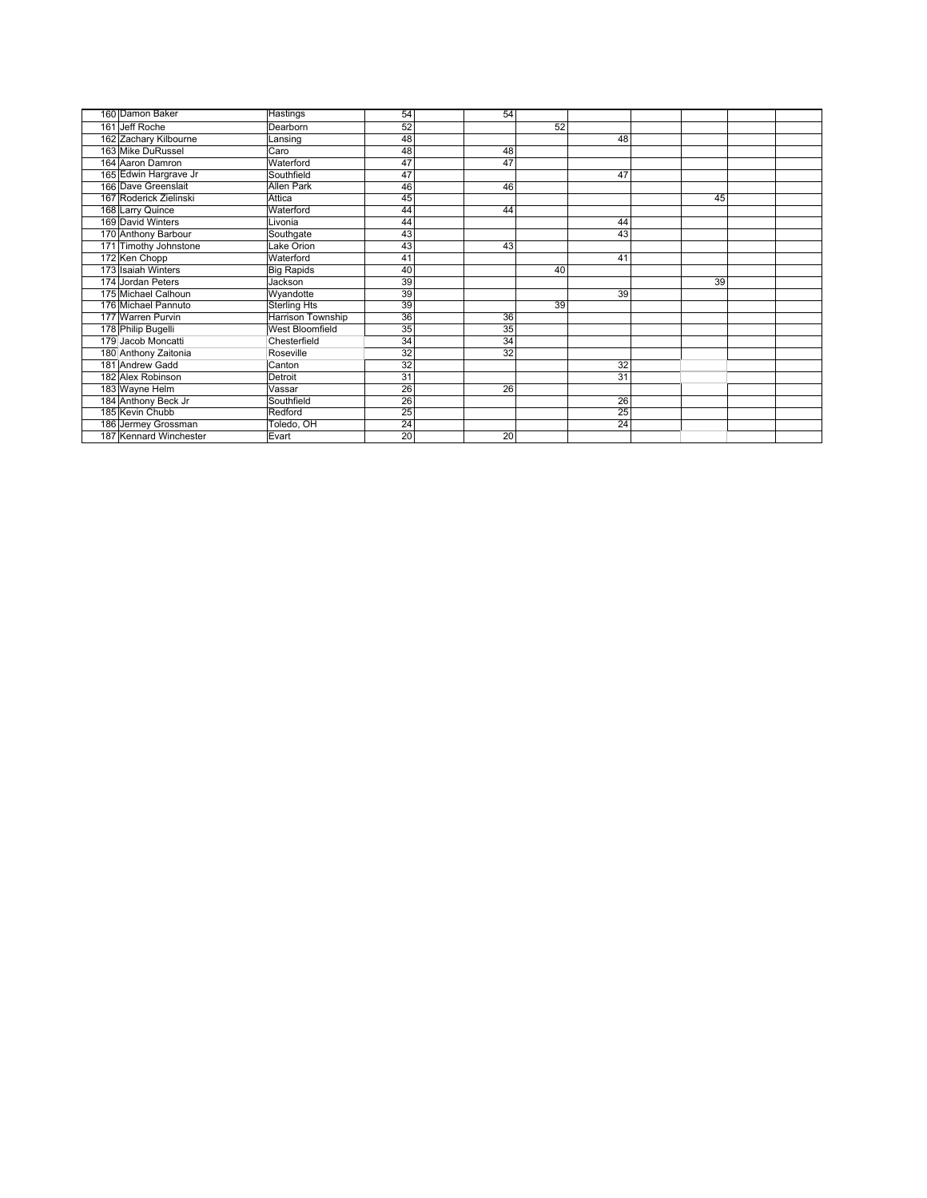| | | | | | | | | | | | |
|---|---|---|---|---|---|---|---|---|---|---|---|
| 160 | Damon Baker | Hastings | 54 | | 54 | | | | | | |
| 161 | Jeff Roche | Dearborn | 52 | | | 52 | | | | | |
| 162 | Zachary Kilbourne | Lansing | 48 | | | | 48 | | | | |
| 163 | Mike DuRussel | Caro | 48 | | 48 | | | | | | |
| 164 | Aaron Damron | Waterford | 47 | | 47 | | | | | | |
| 165 | Edwin Hargrave Jr | Southfield | 47 | | | | 47 | | | | |
| 166 | Dave Greenslait | Allen Park | 46 | | 46 | | | | | | |
| 167 | Roderick Zielinski | Attica | 45 | | | | | | 45 | | |
| 168 | Larry Quince | Waterford | 44 | | 44 | | | | | | |
| 169 | David Winters | Livonia | 44 | | | | 44 | | | | |
| 170 | Anthony Barbour | Southgate | 43 | | | | 43 | | | | |
| 171 | Timothy Johnstone | Lake Orion | 43 | | 43 | | | | | | |
| 172 | Ken Chopp | Waterford | 41 | | | | 41 | | | | |
| 173 | Isaiah Winters | Big Rapids | 40 | | | 40 | | | | | |
| 174 | Jordan Peters | Jackson | 39 | | | | | | 39 | | |
| 175 | Michael Calhoun | Wyandotte | 39 | | | | 39 | | | | |
| 176 | Michael Pannuto | Sterling Hts | 39 | | | 39 | | | | | |
| 177 | Warren Purvin | Harrison Township | 36 | | 36 | | | | | | |
| 178 | Philip Bugelli | West Bloomfield | 35 | | 35 | | | | | | |
| 179 | Jacob Moncatti | Chesterfield | 34 | | 34 | | | | | | |
| 180 | Anthony Zaitonia | Roseville | 32 | | 32 | | | | | | |
| 181 | Andrew Gadd | Canton | 32 | | | | 32 | | | | |
| 182 | Alex Robinson | Detroit | 31 | | | | 31 | | | | |
| 183 | Wayne Helm | Vassar | 26 | | 26 | | | | | | |
| 184 | Anthony Beck Jr | Southfield | 26 | | | | 26 | | | | |
| 185 | Kevin Chubb | Redford | 25 | | | | 25 | | | | |
| 186 | Jermey Grossman | Toledo, OH | 24 | | | | 24 | | | | |
| 187 | Kennard Winchester | Evart | 20 | | 20 | | | | | | |